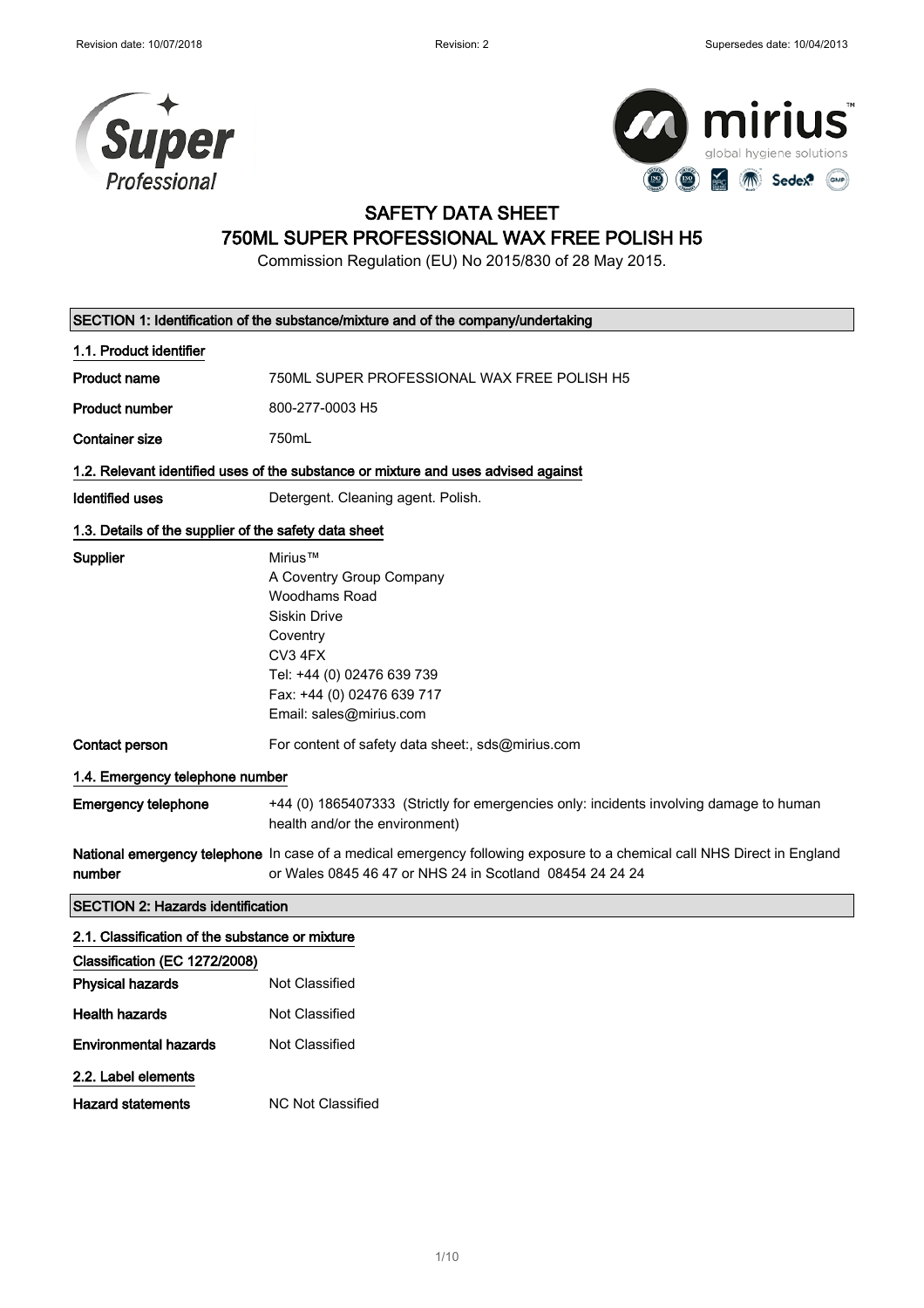Revision date: 10/07/2018 Revision: 2 Supersedes date: 10/04/2013

# SAFETY DATA SHEET
# 750ML SUPER PROFESSIONAL WAX FREE POLISH H5

Commission Regulation (EU) No 2015/830 of 28 May 2015.

## SECTION 1: Identification of the substance/mixture and of the company/undertaking

### 1.1. Product identifier

| | |
|---|---|
| **Product name** | 750ML SUPER PROFESSIONAL WAX FREE POLISH H5 |
| **Product number** | 800-277-0003 H5 |
| **Container size** | 750mL |

### 1.2. Relevant identified uses of the substance or mixture and uses advised against

| | |
|---|---|
| **Identified uses** | Detergent. Cleaning agent. Polish. |

### 1.3. Details of the supplier of the safety data sheet

| | |
|---|---|
| **Supplier** | Mirius™<br>A Coventry Group Company<br>Woodhams Road<br>Siskin Drive<br>Coventry<br>CV3 4FX<br>Tel: +44 (0) 02476 639 739<br>Fax: +44 (0) 02476 639 717<br>Email: sales@mirius.com |
| **Contact person** | For content of safety data sheet:, sds@mirius.com |

### 1.4. Emergency telephone number

| | |
|---|---|
| **Emergency telephone** | +44 (0) 1865407333 (Strictly for emergencies only: incidents involving damage to human health and/or the environment) |
| **National emergency telephone number** | In case of a medical emergency following exposure to a chemical call NHS Direct in England or Wales 0845 46 47 or NHS 24 in Scotland 08454 24 24 24 |

## SECTION 2: Hazards identification

### 2.1. Classification of the substance or mixture

**Classification (EC 1272/2008)**

| | |
|---|---|
| **Physical hazards** | Not Classified |
| **Health hazards** | Not Classified |
| **Environmental hazards** | Not Classified |

### 2.2. Label elements

| | |
|---|---|
| **Hazard statements** | NC Not Classified |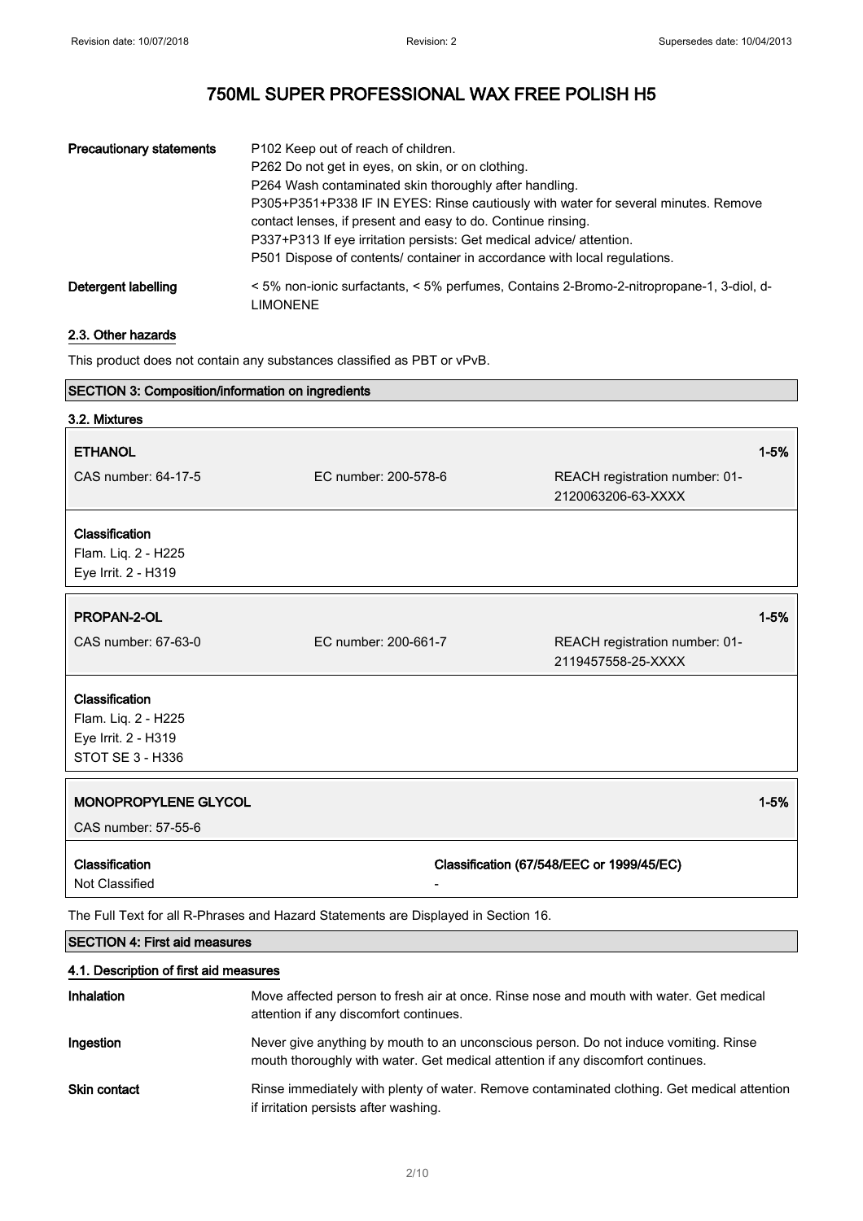| | |
|---|---|
| **Precautionary statements** | P102 Keep out of reach of children.<br>P262 Do not get in eyes, on skin, or on clothing.<br>P264 Wash contaminated skin thoroughly after handling.<br>P305+P351+P338 IF IN EYES: Rinse cautiously with water for several minutes. Remove contact lenses, if present and easy to do. Continue rinsing.<br>P337+P313 If eye irritation persists: Get medical advice/ attention.<br>P501 Dispose of contents/ container in accordance with local regulations. |
| **Detergent labelling** | < 5% non-ionic surfactants, < 5% perfumes, Contains 2-Bromo-2-nitropropane-1, 3-diol, d-LIMONENE |

### 2.3. Other hazards

This product does not contain any substances classified as PBT or vPvB.

## SECTION 3: Composition/information on ingredients

### 3.2. Mixtures

**ETHANOL** 1-5%

CAS number: 64-17-5 | EC number: 200-578-6 | REACH registration number: 01-2120063206-63-XXXX

**Classification**
Flam. Liq. 2 - H225
Eye Irrit. 2 - H319

**PROPAN-2-OL** 1-5%

CAS number: 67-63-0 | EC number: 200-661-7 | REACH registration number: 01-2119457558-25-XXXX

**Classification**
Flam. Liq. 2 - H225
Eye Irrit. 2 - H319
STOT SE 3 - H336

**MONOPROPYLENE GLYCOL** 1-5%

CAS number: 57-55-6

| Classification | Classification (67/548/EEC or 1999/45/EC) |
|---|---|
| Not Classified | - |

The Full Text for all R-Phrases and Hazard Statements are Displayed in Section 16.

## SECTION 4: First aid measures

### 4.1. Description of first aid measures

| | |
|---|---|
| **Inhalation** | Move affected person to fresh air at once. Rinse nose and mouth with water. Get medical attention if any discomfort continues. |
| **Ingestion** | Never give anything by mouth to an unconscious person. Do not induce vomiting. Rinse mouth thoroughly with water. Get medical attention if any discomfort continues. |
| **Skin contact** | Rinse immediately with plenty of water. Remove contaminated clothing. Get medical attention if irritation persists after washing. |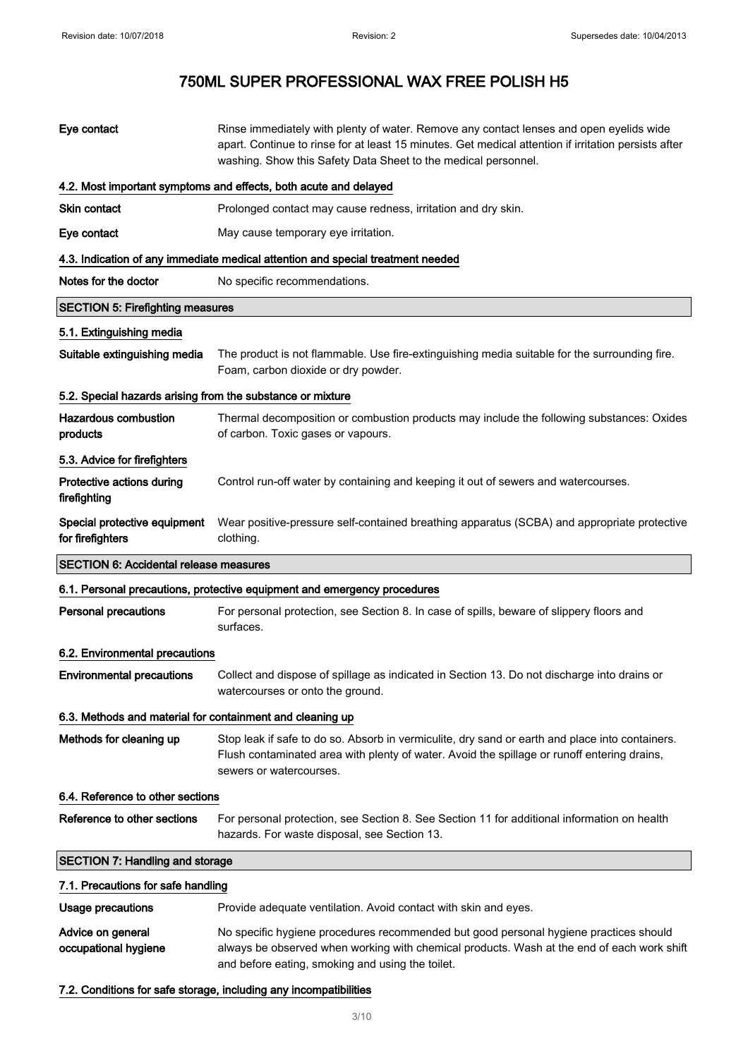| | |
|---|---|
| **Eye contact** | Rinse immediately with plenty of water. Remove any contact lenses and open eyelids wide apart. Continue to rinse for at least 15 minutes. Get medical attention if irritation persists after washing. Show this Safety Data Sheet to the medical personnel. |

### 4.2. Most important symptoms and effects, both acute and delayed

| | |
|---|---|
| **Skin contact** | Prolonged contact may cause redness, irritation and dry skin. |
| **Eye contact** | May cause temporary eye irritation. |

### 4.3. Indication of any immediate medical attention and special treatment needed

| | |
|---|---|
| **Notes for the doctor** | No specific recommendations. |

## SECTION 5: Firefighting measures

### 5.1. Extinguishing media

| | |
|---|---|
| **Suitable extinguishing media** | The product is not flammable. Use fire-extinguishing media suitable for the surrounding fire. Foam, carbon dioxide or dry powder. |

### 5.2. Special hazards arising from the substance or mixture

| | |
|---|---|
| **Hazardous combustion products** | Thermal decomposition or combustion products may include the following substances: Oxides of carbon. Toxic gases or vapours. |

### 5.3. Advice for firefighters

| | |
|---|---|
| **Protective actions during firefighting** | Control run-off water by containing and keeping it out of sewers and watercourses. |
| **Special protective equipment for firefighters** | Wear positive-pressure self-contained breathing apparatus (SCBA) and appropriate protective clothing. |

## SECTION 6: Accidental release measures

### 6.1. Personal precautions, protective equipment and emergency procedures

| | |
|---|---|
| **Personal precautions** | For personal protection, see Section 8. In case of spills, beware of slippery floors and surfaces. |

### 6.2. Environmental precautions

| | |
|---|---|
| **Environmental precautions** | Collect and dispose of spillage as indicated in Section 13. Do not discharge into drains or watercourses or onto the ground. |

### 6.3. Methods and material for containment and cleaning up

| | |
|---|---|
| **Methods for cleaning up** | Stop leak if safe to do so. Absorb in vermiculite, dry sand or earth and place into containers. Flush contaminated area with plenty of water. Avoid the spillage or runoff entering drains, sewers or watercourses. |

### 6.4. Reference to other sections

| | |
|---|---|
| **Reference to other sections** | For personal protection, see Section 8. See Section 11 for additional information on health hazards. For waste disposal, see Section 13. |

## SECTION 7: Handling and storage

### 7.1. Precautions for safe handling

| | |
|---|---|
| **Usage precautions** | Provide adequate ventilation. Avoid contact with skin and eyes. |
| **Advice on general occupational hygiene** | No specific hygiene procedures recommended but good personal hygiene practices should always be observed when working with chemical products. Wash at the end of each work shift and before eating, smoking and using the toilet. |

### 7.2. Conditions for safe storage, including any incompatibilities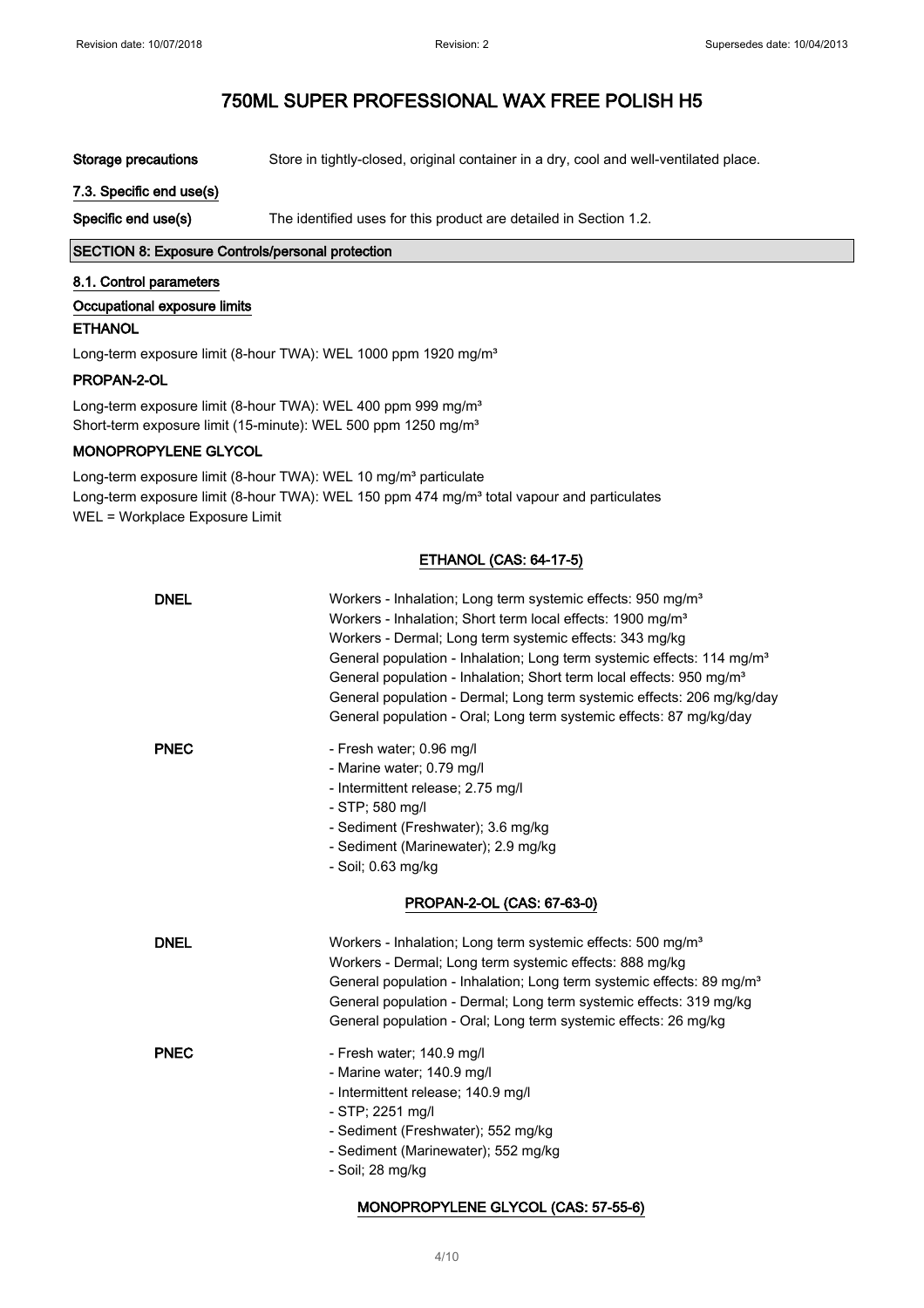# 750ML SUPER PROFESSIONAL WAX FREE POLISH H5

**Storage precautions** Store in tightly-closed, original container in a dry, cool and well-ventilated place.

### 7.3. Specific end use(s)

**Specific end use(s)** The identified uses for this product are detailed in Section 1.2.

## SECTION 8: Exposure Controls/personal protection

### 8.1. Control parameters

**Occupational exposure limits**

**ETHANOL**

Long-term exposure limit (8-hour TWA): WEL 1000 ppm 1920 mg/m³

**PROPAN-2-OL**

Long-term exposure limit (8-hour TWA): WEL 400 ppm 999 mg/m³
Short-term exposure limit (15-minute): WEL 500 ppm 1250 mg/m³

**MONOPROPYLENE GLYCOL**

Long-term exposure limit (8-hour TWA): WEL 10 mg/m³ particulate
Long-term exposure limit (8-hour TWA): WEL 150 ppm 474 mg/m³ total vapour and particulates
WEL = Workplace Exposure Limit

**ETHANOL (CAS: 64-17-5)**

**DNEL**
Workers - Inhalation; Long term systemic effects: 950 mg/m³
Workers - Inhalation; Short term local effects: 1900 mg/m³
Workers - Dermal; Long term systemic effects: 343 mg/kg
General population - Inhalation; Long term systemic effects: 114 mg/m³
General population - Inhalation; Short term local effects: 950 mg/m³
General population - Dermal; Long term systemic effects: 206 mg/kg/day
General population - Oral; Long term systemic effects: 87 mg/kg/day

**PNEC**
- Fresh water; 0.96 mg/l
- Marine water; 0.79 mg/l
- Intermittent release; 2.75 mg/l
- STP; 580 mg/l
- Sediment (Freshwater); 3.6 mg/kg
- Sediment (Marinewater); 2.9 mg/kg
- Soil; 0.63 mg/kg

**PROPAN-2-OL (CAS: 67-63-0)**

**DNEL**
Workers - Inhalation; Long term systemic effects: 500 mg/m³
Workers - Dermal; Long term systemic effects: 888 mg/kg
General population - Inhalation; Long term systemic effects: 89 mg/m³
General population - Dermal; Long term systemic effects: 319 mg/kg
General population - Oral; Long term systemic effects: 26 mg/kg

**PNEC**
- Fresh water; 140.9 mg/l
- Marine water; 140.9 mg/l
- Intermittent release; 140.9 mg/l
- STP; 2251 mg/l
- Sediment (Freshwater); 552 mg/kg
- Sediment (Marinewater); 552 mg/kg
- Soil; 28 mg/kg

**MONOPROPYLENE GLYCOL (CAS: 57-55-6)**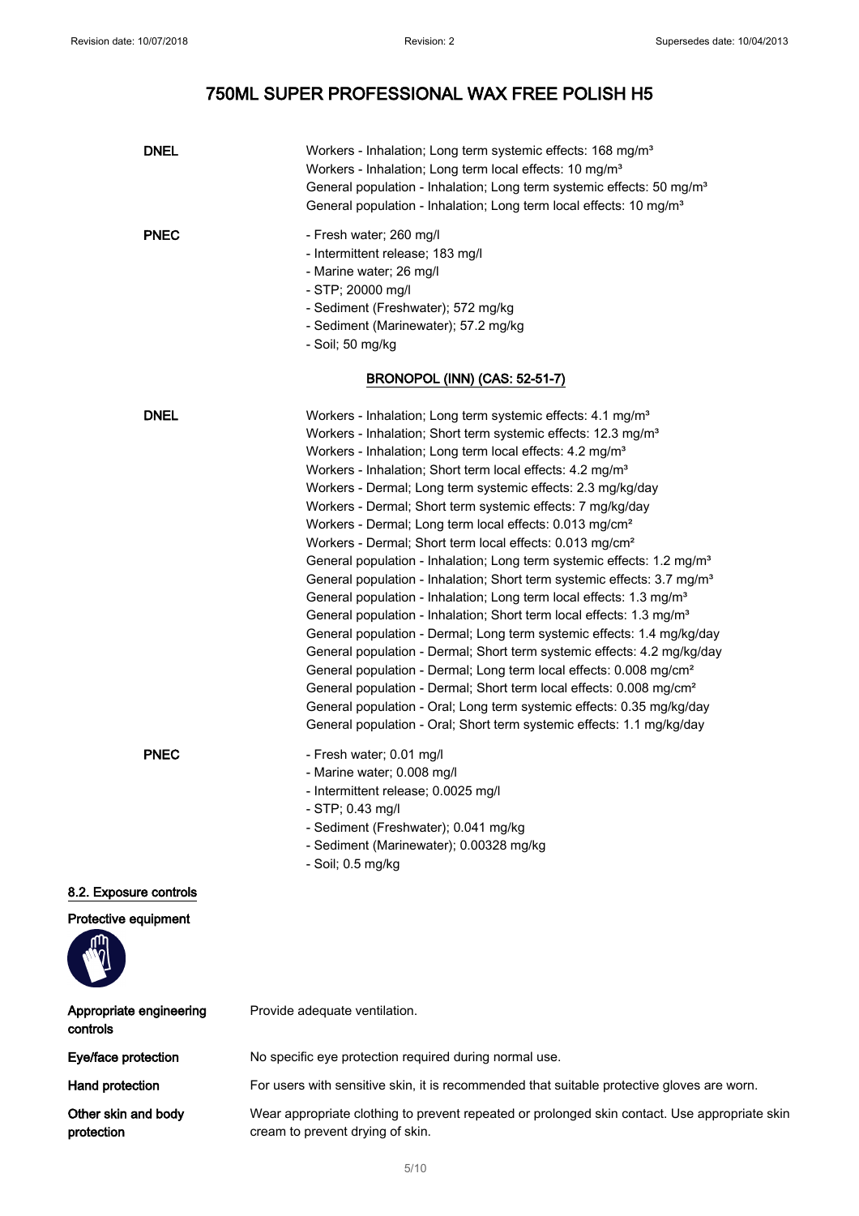**DNEL**

Workers - Inhalation; Long term systemic effects: 168 mg/m³
Workers - Inhalation; Long term local effects: 10 mg/m³
General population - Inhalation; Long term systemic effects: 50 mg/m³
General population - Inhalation; Long term local effects: 10 mg/m³

**PNEC**

- Fresh water; 260 mg/l
- Intermittent release; 183 mg/l
- Marine water; 26 mg/l
- STP; 20000 mg/l
- Sediment (Freshwater); 572 mg/kg
- Sediment (Marinewater); 57.2 mg/kg
- Soil; 50 mg/kg

**BRONOPOL (INN) (CAS: 52-51-7)**

**DNEL**

Workers - Inhalation; Long term systemic effects: 4.1 mg/m³
Workers - Inhalation; Short term systemic effects: 12.3 mg/m³
Workers - Inhalation; Long term local effects: 4.2 mg/m³
Workers - Inhalation; Short term local effects: 4.2 mg/m³
Workers - Dermal; Long term systemic effects: 2.3 mg/kg/day
Workers - Dermal; Short term systemic effects: 7 mg/kg/day
Workers - Dermal; Long term local effects: 0.013 mg/cm²
Workers - Dermal; Short term local effects: 0.013 mg/cm²
General population - Inhalation; Long term systemic effects: 1.2 mg/m³
General population - Inhalation; Short term systemic effects: 3.7 mg/m³
General population - Inhalation; Long term local effects: 1.3 mg/m³
General population - Inhalation; Short term local effects: 1.3 mg/m³
General population - Dermal; Long term systemic effects: 1.4 mg/kg/day
General population - Dermal; Short term systemic effects: 4.2 mg/kg/day
General population - Dermal; Long term local effects: 0.008 mg/cm²
General population - Dermal; Short term local effects: 0.008 mg/cm²
General population - Oral; Long term systemic effects: 0.35 mg/kg/day
General population - Oral; Short term systemic effects: 1.1 mg/kg/day

**PNEC**

- Fresh water; 0.01 mg/l
- Marine water; 0.008 mg/l
- Intermittent release; 0.0025 mg/l
- STP; 0.43 mg/l
- Sediment (Freshwater); 0.041 mg/kg
- Sediment (Marinewater); 0.00328 mg/kg
- Soil; 0.5 mg/kg

## 8.2. Exposure controls

**Protective equipment**

| | |
|---|---|
| **Appropriate engineering controls** | Provide adequate ventilation. |
| **Eye/face protection** | No specific eye protection required during normal use. |
| **Hand protection** | For users with sensitive skin, it is recommended that suitable protective gloves are worn. |
| **Other skin and body protection** | Wear appropriate clothing to prevent repeated or prolonged skin contact. Use appropriate skin cream to prevent drying of skin. |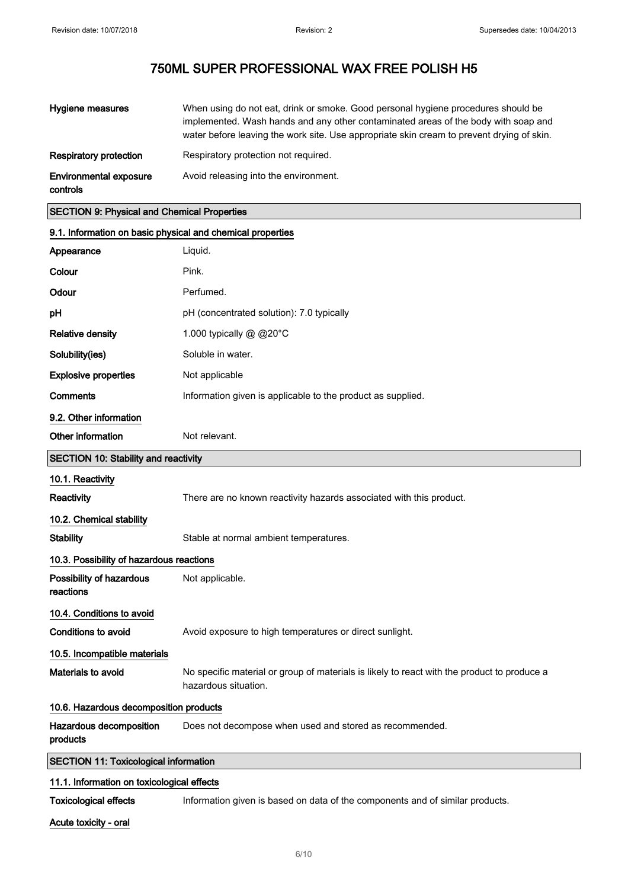| | |
|---|---|
| **Hygiene measures** | When using do not eat, drink or smoke. Good personal hygiene procedures should be implemented. Wash hands and any other contaminated areas of the body with soap and water before leaving the work site. Use appropriate skin cream to prevent drying of skin. |
| **Respiratory protection** | Respiratory protection not required. |
| **Environmental exposure controls** | Avoid releasing into the environment. |

## SECTION 9: Physical and Chemical Properties

### 9.1. Information on basic physical and chemical properties

| | |
|---|---|
| **Appearance** | Liquid. |
| **Colour** | Pink. |
| **Odour** | Perfumed. |
| **pH** | pH (concentrated solution): 7.0 typically |
| **Relative density** | 1.000 typically @ @20°C |
| **Solubility(ies)** | Soluble in water. |
| **Explosive properties** | Not applicable |
| **Comments** | Information given is applicable to the product as supplied. |

### 9.2. Other information

| | |
|---|---|
| **Other information** | Not relevant. |

## SECTION 10: Stability and reactivity

### 10.1. Reactivity

| | |
|---|---|
| **Reactivity** | There are no known reactivity hazards associated with this product. |

### 10.2. Chemical stability

| | |
|---|---|
| **Stability** | Stable at normal ambient temperatures. |

### 10.3. Possibility of hazardous reactions

| | |
|---|---|
| **Possibility of hazardous reactions** | Not applicable. |

### 10.4. Conditions to avoid

| | |
|---|---|
| **Conditions to avoid** | Avoid exposure to high temperatures or direct sunlight. |

### 10.5. Incompatible materials

| | |
|---|---|
| **Materials to avoid** | No specific material or group of materials is likely to react with the product to produce a hazardous situation. |

### 10.6. Hazardous decomposition products

| | |
|---|---|
| **Hazardous decomposition products** | Does not decompose when used and stored as recommended. |

## SECTION 11: Toxicological information

### 11.1. Information on toxicological effects

| | |
|---|---|
| **Toxicological effects** | Information given is based on data of the components and of similar products. |

### Acute toxicity - oral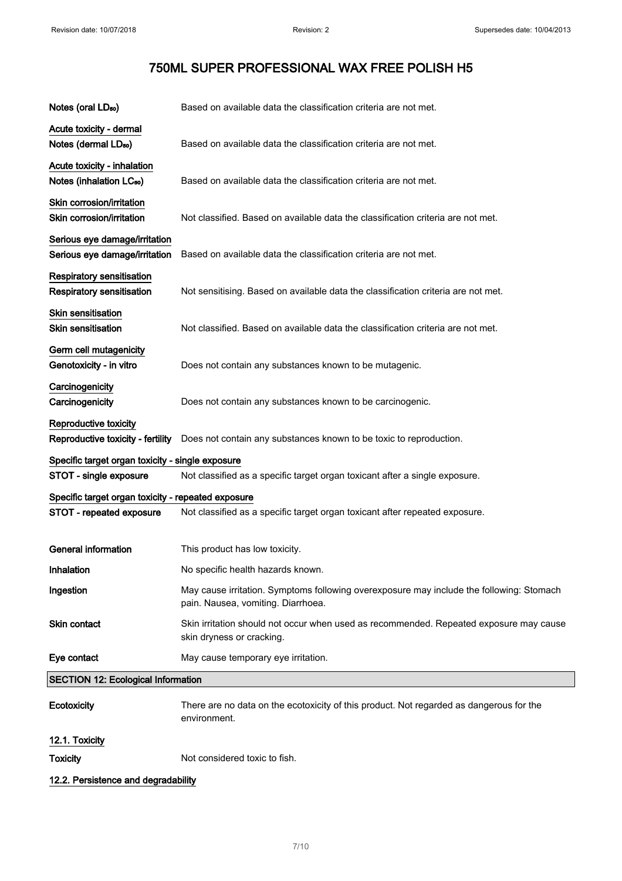# 750ML SUPER PROFESSIONAL WAX FREE POLISH H5

**Notes (oral $LD_{50}$)** Based on available data the classification criteria are not met.

**Acute toxicity - dermal**

**Notes (dermal $LD_{50}$)** Based on available data the classification criteria are not met.

**Acute toxicity - inhalation**

**Notes (inhalation $LC_{50}$)** Based on available data the classification criteria are not met.

**Skin corrosion/irritation**

**Skin corrosion/irritation** Not classified. Based on available data the classification criteria are not met.

**Serious eye damage/irritation**

**Serious eye damage/irritation** Based on available data the classification criteria are not met.

**Respiratory sensitisation**

**Respiratory sensitisation** Not sensitising. Based on available data the classification criteria are not met.

**Skin sensitisation**

**Skin sensitisation** Not classified. Based on available data the classification criteria are not met.

**Germ cell mutagenicity**

**Genotoxicity - in vitro** Does not contain any substances known to be mutagenic.

**Carcinogenicity**

**Carcinogenicity** Does not contain any substances known to be carcinogenic.

**Reproductive toxicity**

**Reproductive toxicity - fertility** Does not contain any substances known to be toxic to reproduction.

**Specific target organ toxicity - single exposure**

**STOT - single exposure** Not classified as a specific target organ toxicant after a single exposure.

**Specific target organ toxicity - repeated exposure**

**STOT - repeated exposure** Not classified as a specific target organ toxicant after repeated exposure.

**General information** This product has low toxicity.

**Inhalation** No specific health hazards known.

**Ingestion** May cause irritation. Symptoms following overexposure may include the following: Stomach pain. Nausea, vomiting. Diarrhoea.

**Skin contact** Skin irritation should not occur when used as recommended. Repeated exposure may cause skin dryness or cracking.

**Eye contact** May cause temporary eye irritation.

## SECTION 12: Ecological Information

**Ecotoxicity** There are no data on the ecotoxicity of this product. Not regarded as dangerous for the environment.

**12.1. Toxicity**

**Toxicity** Not considered toxic to fish.

**12.2. Persistence and degradability**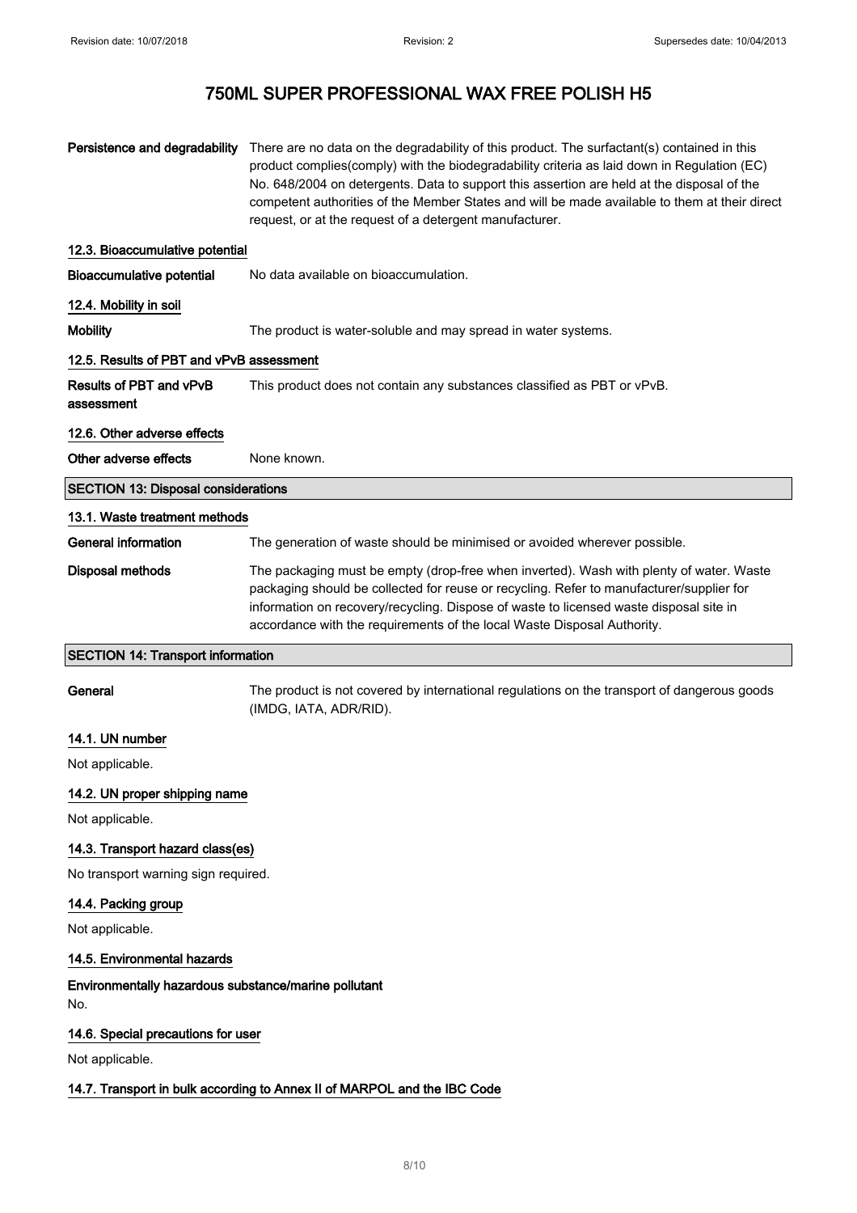# 750ML SUPER PROFESSIONAL WAX FREE POLISH H5

**Persistence and degradability** There are no data on the degradability of this product. The surfactant(s) contained in this product complies(comply) with the biodegradability criteria as laid down in Regulation (EC) No. 648/2004 on detergents. Data to support this assertion are held at the disposal of the competent authorities of the Member States and will be made available to them at their direct request, or at the request of a detergent manufacturer.

### 12.3. Bioaccumulative potential

**Bioaccumulative potential** No data available on bioaccumulation.

### 12.4. Mobility in soil

**Mobility** The product is water-soluble and may spread in water systems.

### 12.5. Results of PBT and vPvB assessment

**Results of PBT and vPvB assessment** This product does not contain any substances classified as PBT or vPvB.

### 12.6. Other adverse effects

**Other adverse effects** None known.

## SECTION 13: Disposal considerations

### 13.1. Waste treatment methods

**General information** The generation of waste should be minimised or avoided wherever possible.

**Disposal methods** The packaging must be empty (drop-free when inverted). Wash with plenty of water. Waste packaging should be collected for reuse or recycling. Refer to manufacturer/supplier for information on recovery/recycling. Dispose of waste to licensed waste disposal site in accordance with the requirements of the local Waste Disposal Authority.

## SECTION 14: Transport information

**General** The product is not covered by international regulations on the transport of dangerous goods (IMDG, IATA, ADR/RID).

### 14.1. UN number

Not applicable.

### 14.2. UN proper shipping name

Not applicable.

### 14.3. Transport hazard class(es)

No transport warning sign required.

### 14.4. Packing group

Not applicable.

### 14.5. Environmental hazards

**Environmentally hazardous substance/marine pollutant**

No.

### 14.6. Special precautions for user

Not applicable.

### 14.7. Transport in bulk according to Annex II of MARPOL and the IBC Code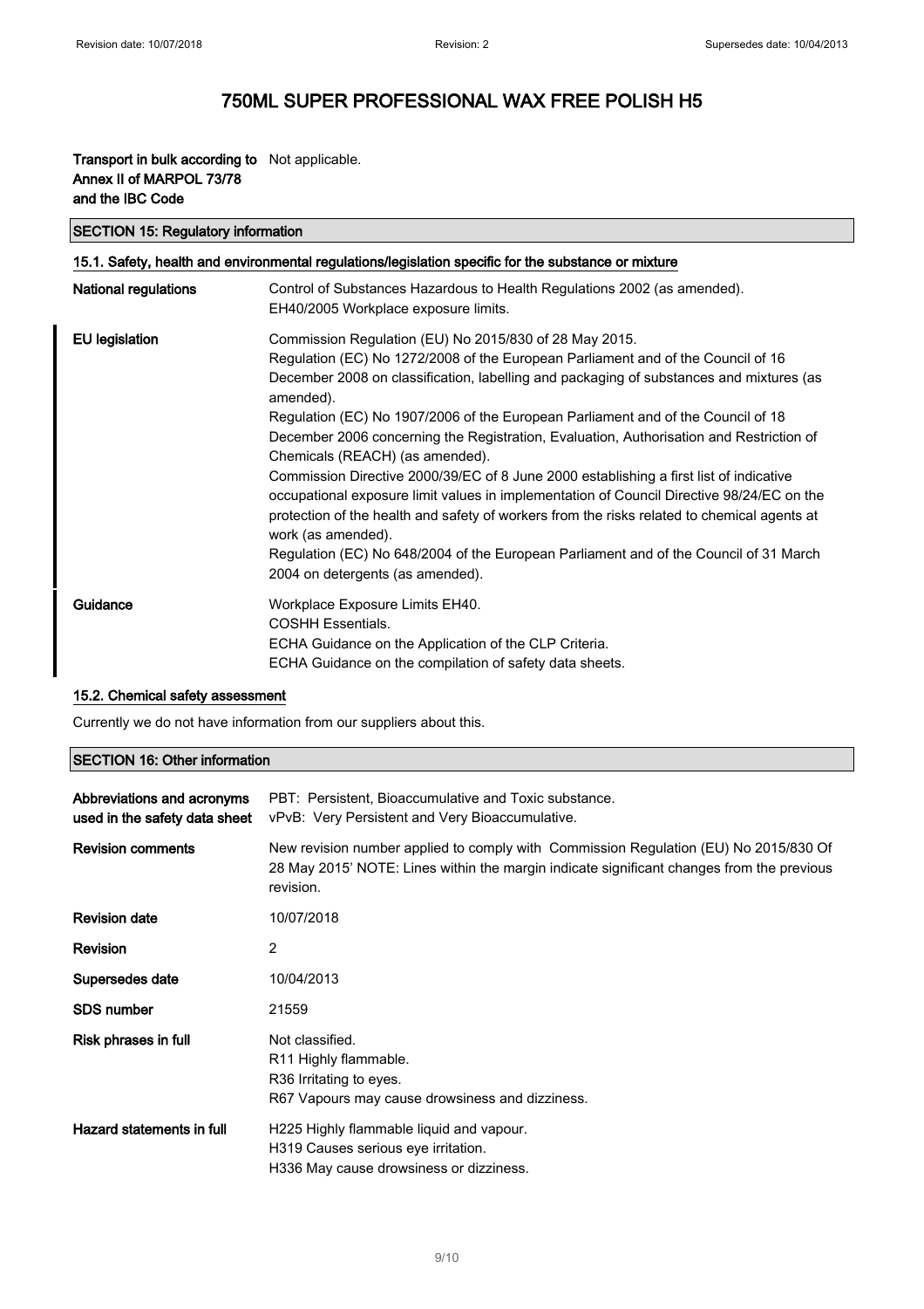| | |
|---|---|
| **Transport in bulk according to Annex II of MARPOL 73/78 and the IBC Code** | Not applicable. |

## SECTION 15: Regulatory information

### 15.1. Safety, health and environmental regulations/legislation specific for the substance or mixture

| | |
|---|---|
| **National regulations** | Control of Substances Hazardous to Health Regulations 2002 (as amended).<br>EH40/2005 Workplace exposure limits. |
| **EU legislation** | Commission Regulation (EU) No 2015/830 of 28 May 2015.<br>Regulation (EC) No 1272/2008 of the European Parliament and of the Council of 16 December 2008 on classification, labelling and packaging of substances and mixtures (as amended).<br>Regulation (EC) No 1907/2006 of the European Parliament and of the Council of 18 December 2006 concerning the Registration, Evaluation, Authorisation and Restriction of Chemicals (REACH) (as amended).<br>Commission Directive 2000/39/EC of 8 June 2000 establishing a first list of indicative occupational exposure limit values in implementation of Council Directive 98/24/EC on the protection of the health and safety of workers from the risks related to chemical agents at work (as amended).<br>Regulation (EC) No 648/2004 of the European Parliament and of the Council of 31 March 2004 on detergents (as amended). |
| **Guidance** | Workplace Exposure Limits EH40.<br>COSHH Essentials.<br>ECHA Guidance on the Application of the CLP Criteria.<br>ECHA Guidance on the compilation of safety data sheets. |

### 15.2. Chemical safety assessment

Currently we do not have information from our suppliers about this.

## SECTION 16: Other information

| | |
|---|---|
| **Abbreviations and acronyms used in the safety data sheet** | PBT: Persistent, Bioaccumulative and Toxic substance.<br>vPvB: Very Persistent and Very Bioaccumulative. |
| **Revision comments** | New revision number applied to comply with Commission Regulation (EU) No 2015/830 Of 28 May 2015' NOTE: Lines within the margin indicate significant changes from the previous revision. |
| **Revision date** | 10/07/2018 |
| **Revision** | 2 |
| **Supersedes date** | 10/04/2013 |
| **SDS number** | 21559 |
| **Risk phrases in full** | Not classified.<br>R11 Highly flammable.<br>R36 Irritating to eyes.<br>R67 Vapours may cause drowsiness and dizziness. |
| **Hazard statements in full** | H225 Highly flammable liquid and vapour.<br>H319 Causes serious eye irritation.<br>H336 May cause drowsiness or dizziness. |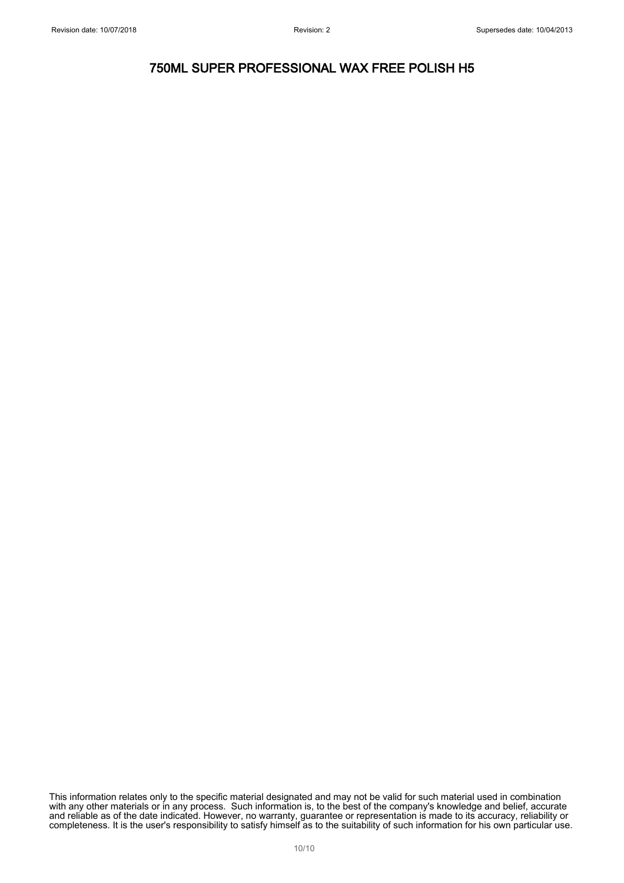This information relates only to the specific material designated and may not be valid for such material used in combination with any other materials or in any process. Such information is, to the best of the company's knowledge and belief, accurate and reliable as of the date indicated. However, no warranty, guarantee or representation is made to its accuracy, reliability or completeness. It is the user's responsibility to satisfy himself as to the suitability of such information for his own particular use.